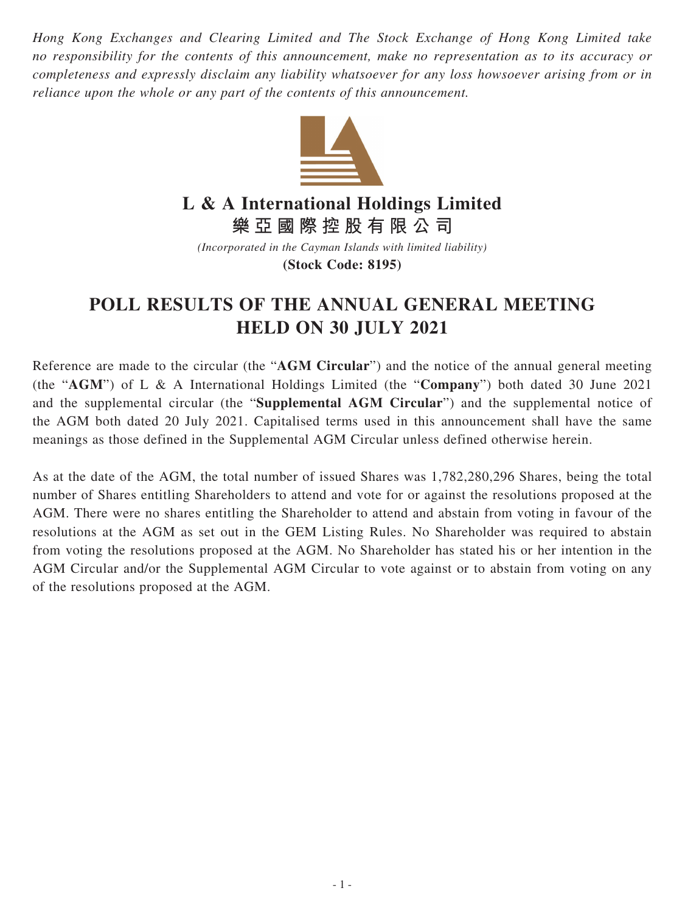*Hong Kong Exchanges and Clearing Limited and The Stock Exchange of Hong Kong Limited take no responsibility for the contents of this announcement, make no representation as to its accuracy or completeness and expressly disclaim any liability whatsoever for any loss howsoever arising from or in reliance upon the whole or any part of the contents of this announcement.*

# L & A International Holdings Limited
# 樂亞國際控股有限公司

*(Incorporated in the Cayman Islands with limited liability)*

**(Stock Code: 8195)**

# POLL RESULTS OF THE ANNUAL GENERAL MEETING HELD ON 30 JULY 2021

Reference are made to the circular (the "**AGM Circular**") and the notice of the annual general meeting (the "**AGM**") of L & A International Holdings Limited (the "**Company**") both dated 30 June 2021 and the supplemental circular (the "**Supplemental AGM Circular**") and the supplemental notice of the AGM both dated 20 July 2021. Capitalised terms used in this announcement shall have the same meanings as those defined in the Supplemental AGM Circular unless defined otherwise herein.

As at the date of the AGM, the total number of issued Shares was 1,782,280,296 Shares, being the total number of Shares entitling Shareholders to attend and vote for or against the resolutions proposed at the AGM. There were no shares entitling the Shareholder to attend and abstain from voting in favour of the resolutions at the AGM as set out in the GEM Listing Rules. No Shareholder was required to abstain from voting the resolutions proposed at the AGM. No Shareholder has stated his or her intention in the AGM Circular and/or the Supplemental AGM Circular to vote against or to abstain from voting on any of the resolutions proposed at the AGM.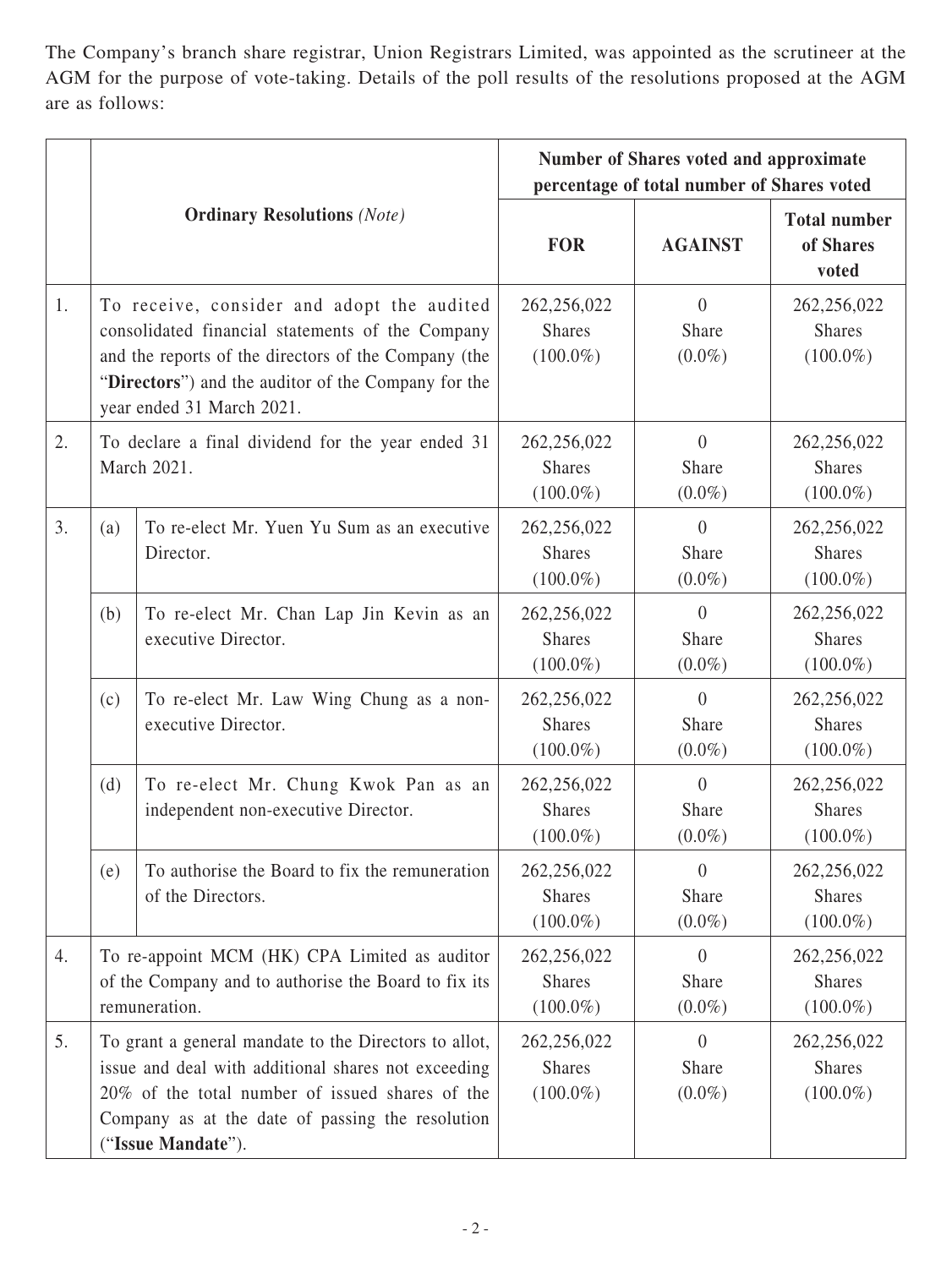The Company's branch share registrar, Union Registrars Limited, was appointed as the scrutineer at the AGM for the purpose of vote-taking. Details of the poll results of the resolutions proposed at the AGM are as follows:

| | | | Number of Shares voted and approximate percentage of total number of Shares voted | | |
|---|---|---|---|---|---|
| | **Ordinary Resolutions** *(Note)* | | **FOR** | **AGAINST** | **Total number of Shares voted** |
| 1. | To receive, consider and adopt the audited consolidated financial statements of the Company and the reports of the directors of the Company (the "**Directors**") and the auditor of the Company for the year ended 31 March 2021. | | 262,256,022 Shares (100.0%) | 0 Share (0.0%) | 262,256,022 Shares (100.0%) |
| 2. | To declare a final dividend for the year ended 31 March 2021. | | 262,256,022 Shares (100.0%) | 0 Share (0.0%) | 262,256,022 Shares (100.0%) |
| 3. | (a) | To re-elect Mr. Yuen Yu Sum as an executive Director. | 262,256,022 Shares (100.0%) | 0 Share (0.0%) | 262,256,022 Shares (100.0%) |
| | (b) | To re-elect Mr. Chan Lap Jin Kevin as an executive Director. | 262,256,022 Shares (100.0%) | 0 Share (0.0%) | 262,256,022 Shares (100.0%) |
| | (c) | To re-elect Mr. Law Wing Chung as a non-executive Director. | 262,256,022 Shares (100.0%) | 0 Share (0.0%) | 262,256,022 Shares (100.0%) |
| | (d) | To re-elect Mr. Chung Kwok Pan as an independent non-executive Director. | 262,256,022 Shares (100.0%) | 0 Share (0.0%) | 262,256,022 Shares (100.0%) |
| | (e) | To authorise the Board to fix the remuneration of the Directors. | 262,256,022 Shares (100.0%) | 0 Share (0.0%) | 262,256,022 Shares (100.0%) |
| 4. | To re-appoint MCM (HK) CPA Limited as auditor of the Company and to authorise the Board to fix its remuneration. | | 262,256,022 Shares (100.0%) | 0 Share (0.0%) | 262,256,022 Shares (100.0%) |
| 5. | To grant a general mandate to the Directors to allot, issue and deal with additional shares not exceeding 20% of the total number of issued shares of the Company as at the date of passing the resolution ("**Issue Mandate**"). | | 262,256,022 Shares (100.0%) | 0 Share (0.0%) | 262,256,022 Shares (100.0%) |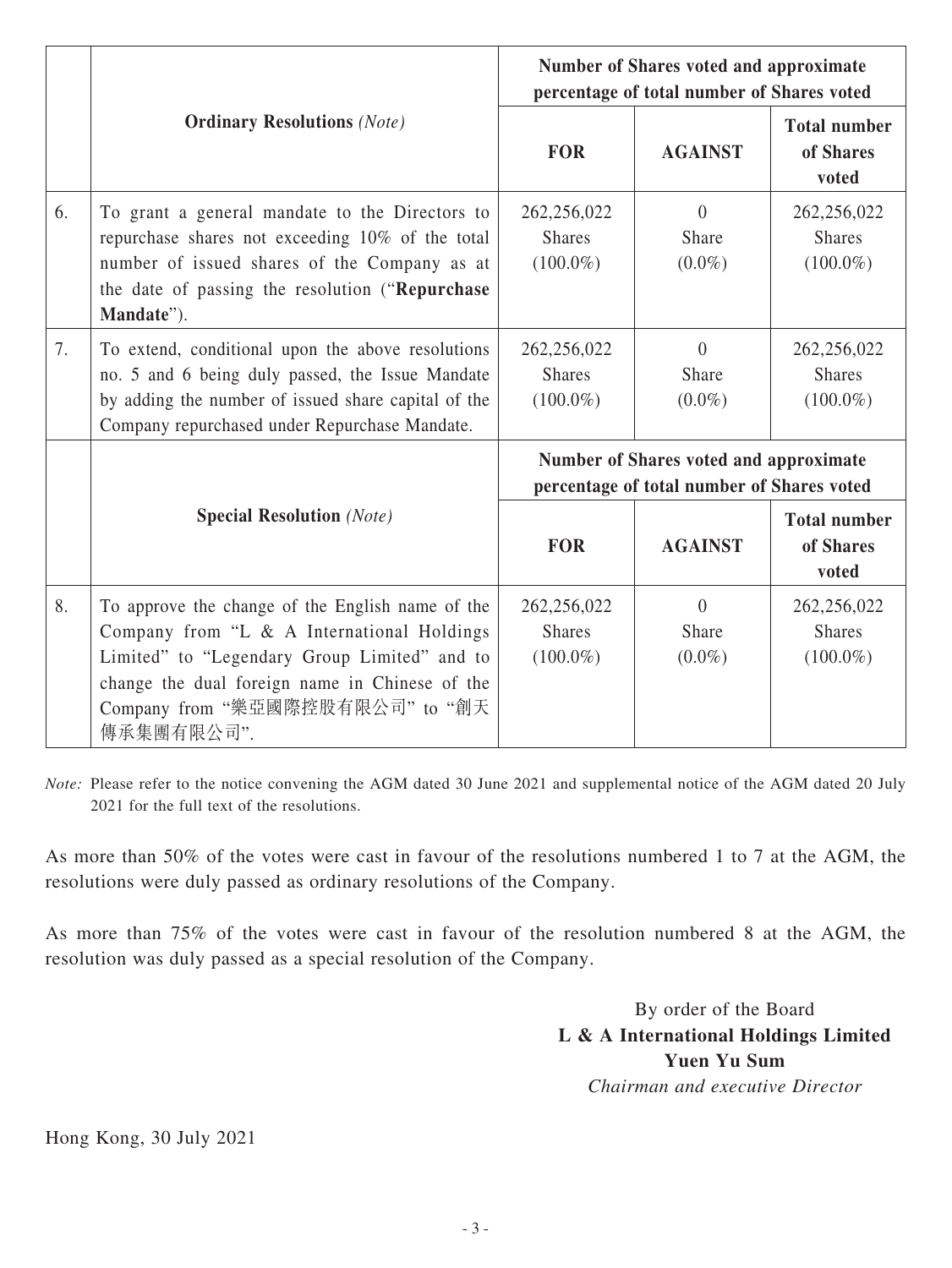| | **Ordinary Resolutions** *(Note)* | **Number of Shares voted and approximate percentage of total number of Shares voted** | | |
|---|---|---|---|---|
| | | **FOR** | **AGAINST** | **Total number of Shares voted** |
| 6. | To grant a general mandate to the Directors to repurchase shares not exceeding 10% of the total number of issued shares of the Company as at the date of passing the resolution ("**Repurchase Mandate**"). | 262,256,022 Shares (100.0%) | 0 Share (0.0%) | 262,256,022 Shares (100.0%) |
| 7. | To extend, conditional upon the above resolutions no. 5 and 6 being duly passed, the Issue Mandate by adding the number of issued share capital of the Company repurchased under Repurchase Mandate. | 262,256,022 Shares (100.0%) | 0 Share (0.0%) | 262,256,022 Shares (100.0%) |
| | **Special Resolution** *(Note)* | **Number of Shares voted and approximate percentage of total number of Shares voted** | | |
| | | **FOR** | **AGAINST** | **Total number of Shares voted** |
| 8. | To approve the change of the English name of the Company from "L & A International Holdings Limited" to "Legendary Group Limited" and to change the dual foreign name in Chinese of the Company from "樂亞國際控股有限公司" to "創天傳承集團有限公司". | 262,256,022 Shares (100.0%) | 0 Share (0.0%) | 262,256,022 Shares (100.0%) |

*Note:* Please refer to the notice convening the AGM dated 30 June 2021 and supplemental notice of the AGM dated 20 July 2021 for the full text of the resolutions.

As more than 50% of the votes were cast in favour of the resolutions numbered 1 to 7 at the AGM, the resolutions were duly passed as ordinary resolutions of the Company.

As more than 75% of the votes were cast in favour of the resolution numbered 8 at the AGM, the resolution was duly passed as a special resolution of the Company.

By order of the Board
**L & A International Holdings Limited**
**Yuen Yu Sum**
*Chairman and executive Director*

Hong Kong, 30 July 2021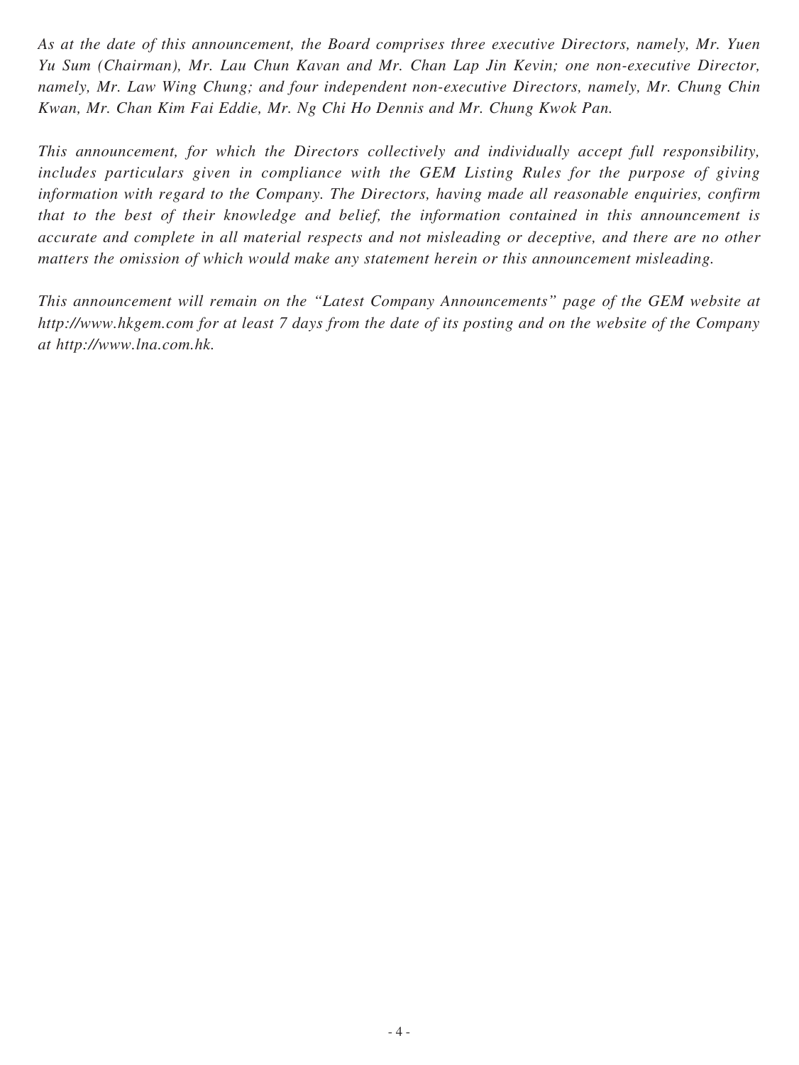*As at the date of this announcement, the Board comprises three executive Directors, namely, Mr. Yuen Yu Sum (Chairman), Mr. Lau Chun Kavan and Mr. Chan Lap Jin Kevin; one non-executive Director, namely, Mr. Law Wing Chung; and four independent non-executive Directors, namely, Mr. Chung Chin Kwan, Mr. Chan Kim Fai Eddie, Mr. Ng Chi Ho Dennis and Mr. Chung Kwok Pan.*

*This announcement, for which the Directors collectively and individually accept full responsibility, includes particulars given in compliance with the GEM Listing Rules for the purpose of giving information with regard to the Company. The Directors, having made all reasonable enquiries, confirm that to the best of their knowledge and belief, the information contained in this announcement is accurate and complete in all material respects and not misleading or deceptive, and there are no other matters the omission of which would make any statement herein or this announcement misleading.*

*This announcement will remain on the "Latest Company Announcements" page of the GEM website at http://www.hkgem.com for at least 7 days from the date of its posting and on the website of the Company at http://www.lna.com.hk.*